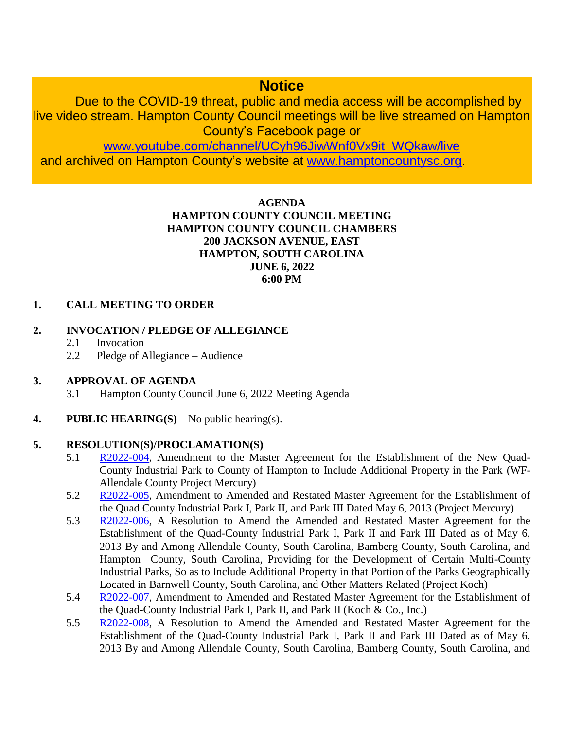## Notice

Due to the COVID-19 threat, public and media access will be accomplished by live video stream. Hampton County Council meetings will be live streamed on Hampton County's Facebook page or www.youtube.com/channel/UCyh96JiwWnf0Vx9it_WQkaw/live and archived on Hampton County's website at www.hamptoncountysc.org.

**AGENDA**
**HAMPTON COUNTY COUNCIL MEETING**
**HAMPTON COUNTY COUNCIL CHAMBERS**
**200 JACKSON AVENUE, EAST**
**HAMPTON, SOUTH CAROLINA**
**JUNE 6, 2022**
**6:00 PM**

**1. CALL MEETING TO ORDER**

**2. INVOCATION / PLEDGE OF ALLEGIANCE**

- 2.1 Invocation
- 2.2 Pledge of Allegiance – Audience

**3. APPROVAL OF AGENDA**

- 3.1 Hampton County Council June 6, 2022 Meeting Agenda

**4. PUBLIC HEARING(S) –** No public hearing(s).

**5. RESOLUTION(S)/PROCLAMATION(S)**

- 5.1 R2022-004, Amendment to the Master Agreement for the Establishment of the New Quad-County Industrial Park to County of Hampton to Include Additional Property in the Park (WF-Allendale County Project Mercury)
- 5.2 R2022-005, Amendment to Amended and Restated Master Agreement for the Establishment of the Quad County Industrial Park I, Park II, and Park III Dated May 6, 2013 (Project Mercury)
- 5.3 R2022-006, A Resolution to Amend the Amended and Restated Master Agreement for the Establishment of the Quad-County Industrial Park I, Park II and Park III Dated as of May 6, 2013 By and Among Allendale County, South Carolina, Bamberg County, South Carolina, and Hampton County, South Carolina, Providing for the Development of Certain Multi-County Industrial Parks, So as to Include Additional Property in that Portion of the Parks Geographically Located in Barnwell County, South Carolina, and Other Matters Related (Project Koch)
- 5.4 R2022-007, Amendment to Amended and Restated Master Agreement for the Establishment of the Quad-County Industrial Park I, Park II, and Park II (Koch & Co., Inc.)
- 5.5 R2022-008, A Resolution to Amend the Amended and Restated Master Agreement for the Establishment of the Quad-County Industrial Park I, Park II and Park III Dated as of May 6, 2013 By and Among Allendale County, South Carolina, Bamberg County, South Carolina, and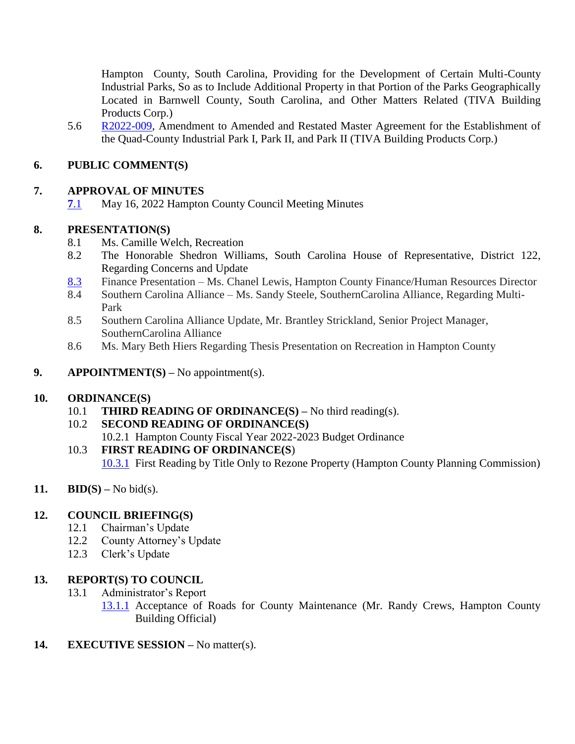Hampton County, South Carolina, Providing for the Development of Certain Multi-County Industrial Parks, So as to Include Additional Property in that Portion of the Parks Geographically Located in Barnwell County, South Carolina, and Other Matters Related (TIVA Building Products Corp.)

5.6 R2022-009, Amendment to Amended and Restated Master Agreement for the Establishment of the Quad-County Industrial Park I, Park II, and Park II (TIVA Building Products Corp.)

## 6. PUBLIC COMMENT(S)

## 7. APPROVAL OF MINUTES

7.1 May 16, 2022 Hampton County Council Meeting Minutes

## 8. PRESENTATION(S)

8.1 Ms. Camille Welch, Recreation

8.2 The Honorable Shedron Williams, South Carolina House of Representative, District 122, Regarding Concerns and Update

8.3 Finance Presentation – Ms. Chanel Lewis, Hampton County Finance/Human Resources Director

8.4 Southern Carolina Alliance – Ms. Sandy Steele, SouthernCarolina Alliance, Regarding Multi-Park

8.5 Southern Carolina Alliance Update, Mr. Brantley Strickland, Senior Project Manager, SouthernCarolina Alliance

8.6 Ms. Mary Beth Hiers Regarding Thesis Presentation on Recreation in Hampton County

## 9. APPOINTMENT(S) – No appointment(s).

## 10. ORDINANCE(S)

10.1 **THIRD READING OF ORDINANCE(S) –** No third reading(s).

10.2 **SECOND READING OF ORDINANCE(S)**

10.2.1 Hampton County Fiscal Year 2022-2023 Budget Ordinance

10.3 **FIRST READING OF ORDINANCE(S)**

10.3.1 First Reading by Title Only to Rezone Property (Hampton County Planning Commission)

## 11. BID(S) – No bid(s).

## 12. COUNCIL BRIEFING(S)

12.1 Chairman's Update

12.2 County Attorney's Update

12.3 Clerk's Update

## 13. REPORT(S) TO COUNCIL

13.1 Administrator's Report

13.1.1 Acceptance of Roads for County Maintenance (Mr. Randy Crews, Hampton County Building Official)

## 14. EXECUTIVE SESSION – No matter(s).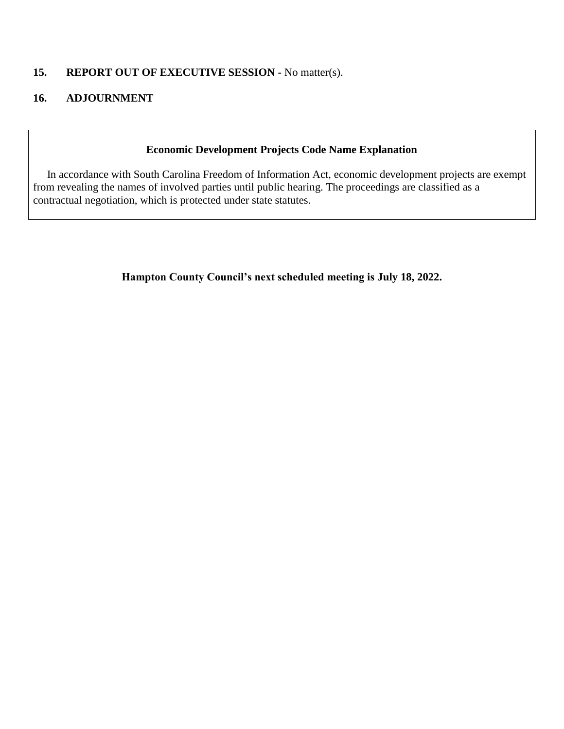**15. REPORT OUT OF EXECUTIVE SESSION -** No matter(s).

**16. ADJOURNMENT**

**Economic Development Projects Code Name Explanation**

In accordance with South Carolina Freedom of Information Act, economic development projects are exempt from revealing the names of involved parties until public hearing. The proceedings are classified as a contractual negotiation, which is protected under state statutes.

**Hampton County Council's next scheduled meeting is July 18, 2022.**